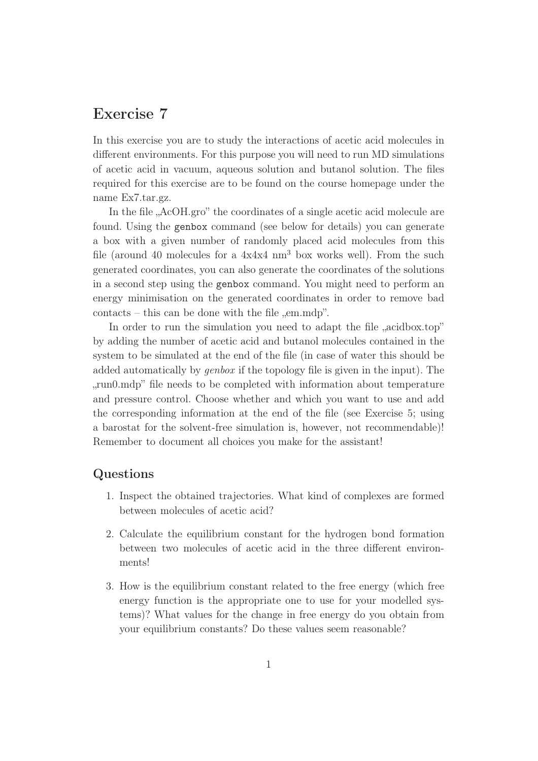# Exercise 7

In this exercise you are to study the interactions of acetic acid molecules in different environments. For this purpose you will need to run MD simulations of acetic acid in vacuum, aqueous solution and butanol solution. The files required for this exercise are to be found on the course homepage under the name Ex7.tar.gz.

In the file „AcOH.gro" the coordinates of a single acetic acid molecule are found. Using the `genbox` command (see below for details) you can generate a box with a given number of randomly placed acid molecules from this file (around 40 molecules for a 4x4x4 nm$^3$ box works well). From the such generated coordinates, you can also generate the coordinates of the solutions in a second step using the `genbox` command. You might need to perform an energy minimisation on the generated coordinates in order to remove bad contacts – this can be done with the file „em.mdp".

In order to run the simulation you need to adapt the file „acidbox.top" by adding the number of acetic acid and butanol molecules contained in the system to be simulated at the end of the file (in case of water this should be added automatically by *genbox* if the topology file is given in the input). The „run0.mdp" file needs to be completed with information about temperature and pressure control. Choose whether and which you want to use and add the corresponding information at the end of the file (see Exercise 5; using a barostat for the solvent-free simulation is, however, not recommendable)! Remember to document all choices you make for the assistant!

## Questions

1. Inspect the obtained trajectories. What kind of complexes are formed between molecules of acetic acid?
2. Calculate the equilibrium constant for the hydrogen bond formation between two molecules of acetic acid in the three different environments!
3. How is the equilibrium constant related to the free energy (which free energy function is the appropriate one to use for your modelled systems)? What values for the change in free energy do you obtain from your equilibrium constants? Do these values seem reasonable?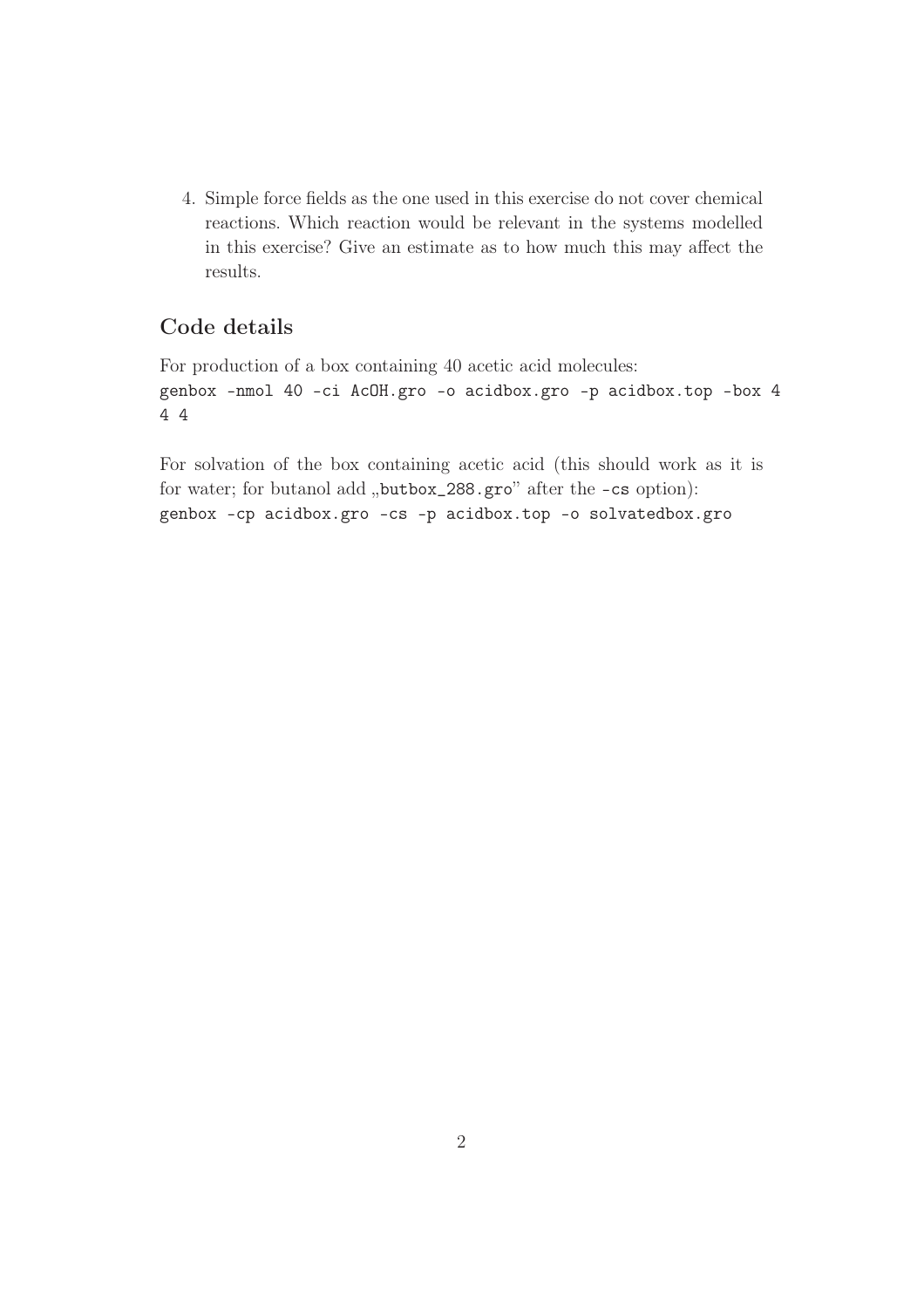4. Simple force fields as the one used in this exercise do not cover chemical reactions. Which reaction would be relevant in the systems modelled in this exercise? Give an estimate as to how much this may affect the results.

## Code details

For production of a box containing 40 acetic acid molecules:

```
genbox -nmol 40 -ci AcOH.gro -o acidbox.gro -p acidbox.top -box 4 4 4
```

For solvation of the box containing acetic acid (this should work as it is for water; for butanol add „`butbox_288.gro`" after the `-cs` option):

```
genbox -cp acidbox.gro -cs -p acidbox.top -o solvatedbox.gro
```